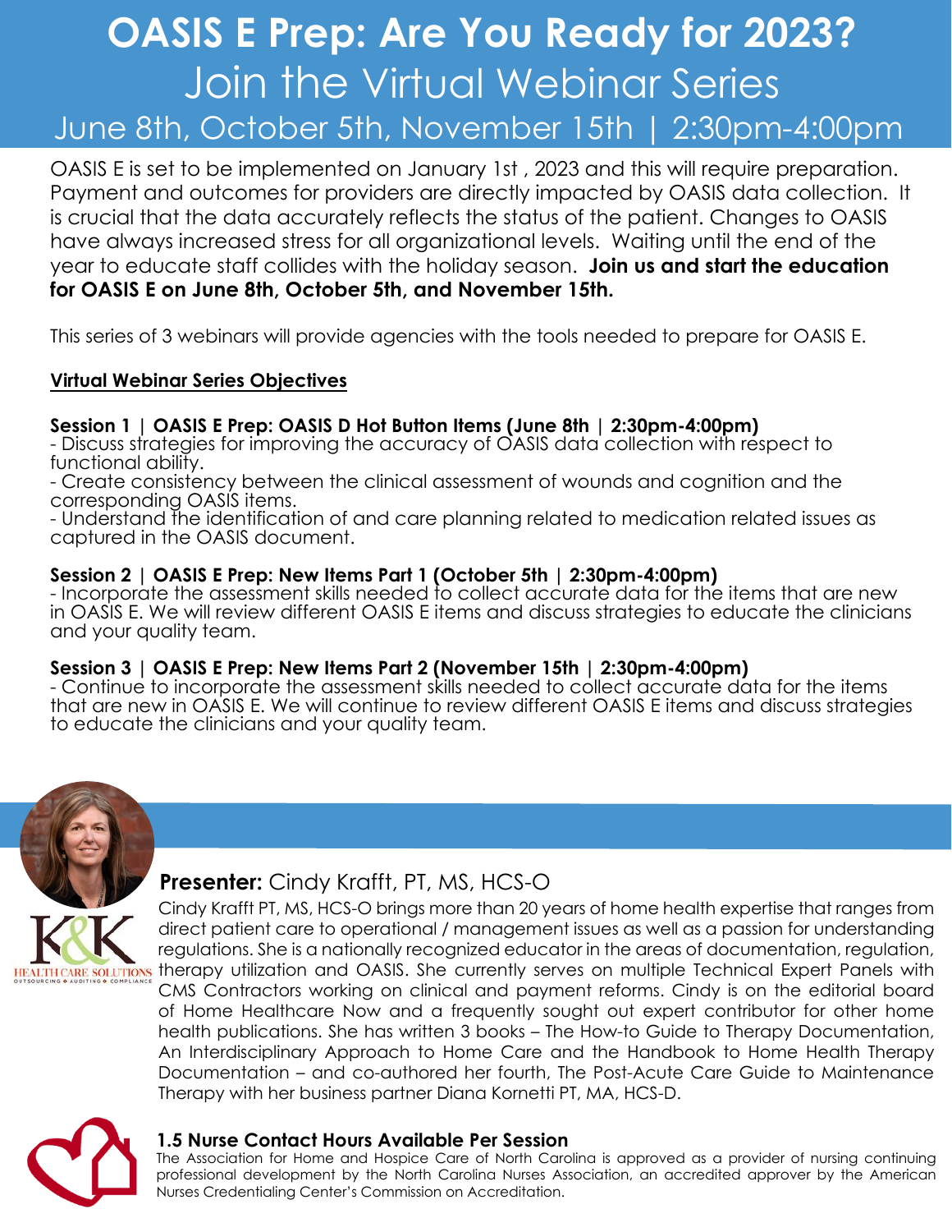# OASIS E Prep: Are You Ready for 2023?

## Join the Virtual Webinar Series

### June 8th, October 5th, November 15th | 2:30pm-4:00pm

OASIS E is set to be implemented on January 1st , 2023 and this will require preparation. Payment and outcomes for providers are directly impacted by OASIS data collection. It is crucial that the data accurately reflects the status of the patient. Changes to OASIS have always increased stress for all organizational levels. Waiting until the end of the year to educate staff collides with the holiday season. **Join us and start the education for OASIS E on June 8th, October 5th, and November 15th.**

This series of 3 webinars will provide agencies with the tools needed to prepare for OASIS E.

**Virtual Webinar Series Objectives**

**Session 1 | OASIS E Prep: OASIS D Hot Button Items (June 8th | 2:30pm-4:00pm)**

- Discuss strategies for improving the accuracy of OASIS data collection with respect to functional ability.
- Create consistency between the clinical assessment of wounds and cognition and the corresponding OASIS items.
- Understand the identification of and care planning related to medication related issues as captured in the OASIS document.

**Session 2 | OASIS E Prep: New Items Part 1 (October 5th | 2:30pm-4:00pm)**

- Incorporate the assessment skills needed to collect accurate data for the items that are new in OASIS E. We will review different OASIS E items and discuss strategies to educate the clinicians and your quality team.

**Session 3 | OASIS E Prep: New Items Part 2 (November 15th | 2:30pm-4:00pm)**

- Continue to incorporate the assessment skills needed to collect accurate data for the items that are new in OASIS E. We will continue to review different OASIS E items and discuss strategies to educate the clinicians and your quality team.

K&K HEALTH CARE SOLUTIONS
OUTSOURCING • AUDITING • COMPLIANCE

**Presenter:** Cindy Krafft, PT, MS, HCS-O

Cindy Krafft PT, MS, HCS-O brings more than 20 years of home health expertise that ranges from direct patient care to operational / management issues as well as a passion for understanding regulations. She is a nationally recognized educator in the areas of documentation, regulation, therapy utilization and OASIS. She currently serves on multiple Technical Expert Panels with CMS Contractors working on clinical and payment reforms. Cindy is on the editorial board of Home Healthcare Now and a frequently sought out expert contributor for other home health publications. She has written 3 books – The How-to Guide to Therapy Documentation, An Interdisciplinary Approach to Home Care and the Handbook to Home Health Therapy Documentation – and co-authored her fourth, The Post-Acute Care Guide to Maintenance Therapy with her business partner Diana Kornetti PT, MA, HCS-D.

**1.5 Nurse Contact Hours Available Per Session**

The Association for Home and Hospice Care of North Carolina is approved as a provider of nursing continuing professional development by the North Carolina Nurses Association, an accredited approver by the American Nurses Credentialing Center's Commission on Accreditation.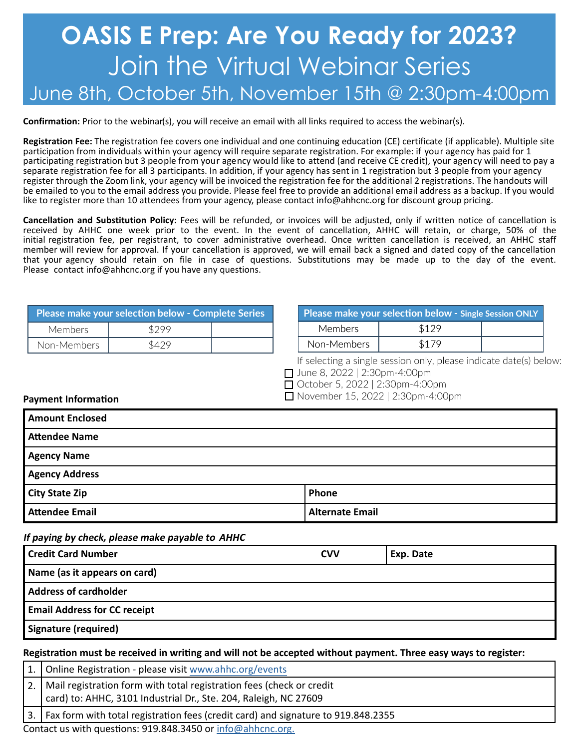# OASIS E Prep: Are You Ready for 2023?

## Join the Virtual Webinar Series

### June 8th, October 5th, November 15th @ 2:30pm-4:00pm

**Confirmation:** Prior to the webinar(s), you will receive an email with all links required to access the webinar(s).

**Registration Fee:** The registration fee covers one individual and one continuing education (CE) certificate (if applicable). Multiple site participation from individuals within your agency will require separate registration. For example: if your agency has paid for 1 participating registration but 3 people from your agency would like to attend (and receive CE credit), your agency will need to pay a separate registration fee for all 3 participants. In addition, if your agency has sent in 1 registration but 3 people from your agency register through the Zoom link, your agency will be invoiced the registration fee for the additional 2 registrations. The handouts will be emailed to you to the email address you provide. Please feel free to provide an additional email address as a backup. If you would like to register more than 10 attendees from your agency, please contact info@ahhcnc.org for discount group pricing.

**Cancellation and Substitution Policy:** Fees will be refunded, or invoices will be adjusted, only if written notice of cancellation is received by AHHC one week prior to the event. In the event of cancellation, AHHC will retain, or charge, 50% of the initial registration fee, per registrant, to cover administrative overhead. Once written cancellation is received, an AHHC staff member will review for approval. If your cancellation is approved, we will email back a signed and dated copy of the cancellation that your agency should retain on file in case of questions. Substitutions may be made up to the day of the event. Please contact info@ahhcnc.org if you have any questions.

| Please make your selection below - Complete Series | | |
|---|---|---|
| Members | $299 | |
| Non-Members | $429 | |

| Please make your selection below - Single Session ONLY | | |
|---|---|---|
| Members | $129 | |
| Non-Members | $179 | |

If selecting a single session only, please indicate date(s) below:

- ☐ June 8, 2022 | 2:30pm-4:00pm
- ☐ October 5, 2022 | 2:30pm-4:00pm
- ☐ November 15, 2022 | 2:30pm-4:00pm

**Payment Information**

| | |
|---|---|
| **Amount Enclosed** | |
| **Attendee Name** | |
| **Agency Name** | |
| **Agency Address** | |
| **City State Zip** | **Phone** |
| **Attendee Email** | **Alternate Email** |

***If paying by check, please make payable to AHHC***

| | | |
|---|---|---|
| **Credit Card Number** | **CVV** | **Exp. Date** |
| **Name (as it appears on card)** | | |
| **Address of cardholder** | | |
| **Email Address for CC receipt** | | |
| **Signature (required)** | | |

**Registration must be received in writing and will not be accepted without payment. Three easy ways to register:**

| | |
|---|---|
| 1. | Online Registration - please visit www.ahhc.org/events |
| 2. | Mail registration form with total registration fees (check or credit card) to: AHHC, 3101 Industrial Dr., Ste. 204, Raleigh, NC 27609 |
| 3. | Fax form with total registration fees (credit card) and signature to 919.848.2355 |

Contact us with questions: 919.848.3450 or info@ahhcnc.org.